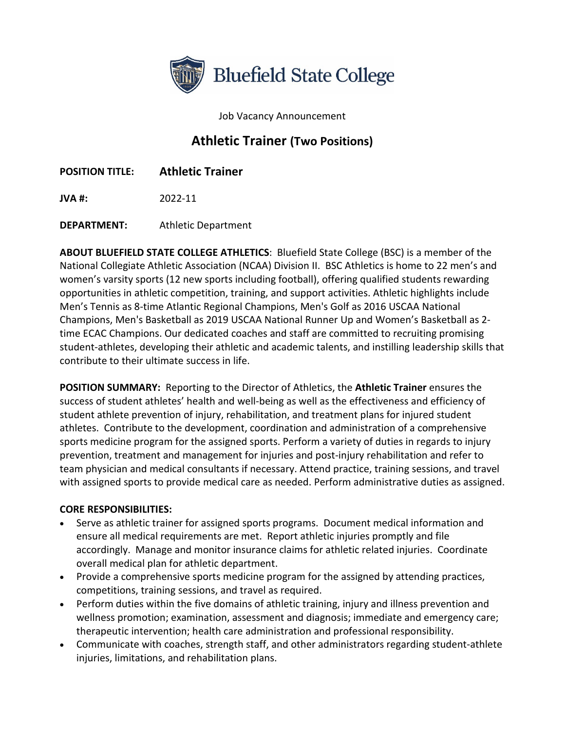Bluefield State College

Job Vacancy Announcement

# Athletic Trainer (Two Positions)

**POSITION TITLE:** **Athletic Trainer**

**JVA #:** 2022-11

**DEPARTMENT:** Athletic Department

**ABOUT BLUEFIELD STATE COLLEGE ATHLETICS**: Bluefield State College (BSC) is a member of the National Collegiate Athletic Association (NCAA) Division II. BSC Athletics is home to 22 men's and women's varsity sports (12 new sports including football), offering qualified students rewarding opportunities in athletic competition, training, and support activities. Athletic highlights include Men's Tennis as 8-time Atlantic Regional Champions, Men's Golf as 2016 USCAA National Champions, Men's Basketball as 2019 USCAA National Runner Up and Women's Basketball as 2-time ECAC Champions. Our dedicated coaches and staff are committed to recruiting promising student-athletes, developing their athletic and academic talents, and instilling leadership skills that contribute to their ultimate success in life.

**POSITION SUMMARY:** Reporting to the Director of Athletics, the **Athletic Trainer** ensures the success of student athletes' health and well-being as well as the effectiveness and efficiency of student athlete prevention of injury, rehabilitation, and treatment plans for injured student athletes. Contribute to the development, coordination and administration of a comprehensive sports medicine program for the assigned sports. Perform a variety of duties in regards to injury prevention, treatment and management for injuries and post-injury rehabilitation and refer to team physician and medical consultants if necessary. Attend practice, training sessions, and travel with assigned sports to provide medical care as needed. Perform administrative duties as assigned.

**CORE RESPONSIBILITIES:**

- Serve as athletic trainer for assigned sports programs. Document medical information and ensure all medical requirements are met. Report athletic injuries promptly and file accordingly. Manage and monitor insurance claims for athletic related injuries. Coordinate overall medical plan for athletic department.
- Provide a comprehensive sports medicine program for the assigned by attending practices, competitions, training sessions, and travel as required.
- Perform duties within the five domains of athletic training, injury and illness prevention and wellness promotion; examination, assessment and diagnosis; immediate and emergency care; therapeutic intervention; health care administration and professional responsibility.
- Communicate with coaches, strength staff, and other administrators regarding student-athlete injuries, limitations, and rehabilitation plans.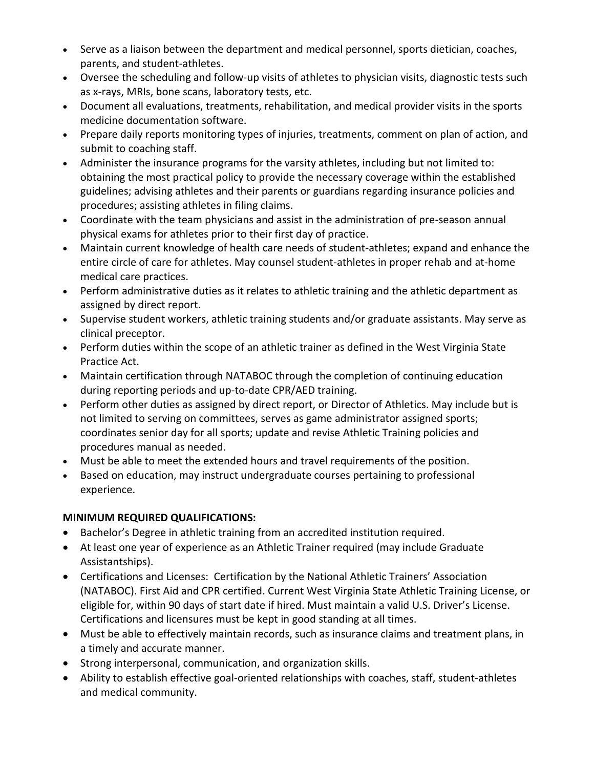- Serve as a liaison between the department and medical personnel, sports dietician, coaches, parents, and student-athletes.
- Oversee the scheduling and follow-up visits of athletes to physician visits, diagnostic tests such as x-rays, MRIs, bone scans, laboratory tests, etc.
- Document all evaluations, treatments, rehabilitation, and medical provider visits in the sports medicine documentation software.
- Prepare daily reports monitoring types of injuries, treatments, comment on plan of action, and submit to coaching staff.
- Administer the insurance programs for the varsity athletes, including but not limited to: obtaining the most practical policy to provide the necessary coverage within the established guidelines; advising athletes and their parents or guardians regarding insurance policies and procedures; assisting athletes in filing claims.
- Coordinate with the team physicians and assist in the administration of pre-season annual physical exams for athletes prior to their first day of practice.
- Maintain current knowledge of health care needs of student-athletes; expand and enhance the entire circle of care for athletes. May counsel student-athletes in proper rehab and at-home medical care practices.
- Perform administrative duties as it relates to athletic training and the athletic department as assigned by direct report.
- Supervise student workers, athletic training students and/or graduate assistants. May serve as clinical preceptor.
- Perform duties within the scope of an athletic trainer as defined in the West Virginia State Practice Act.
- Maintain certification through NATABOC through the completion of continuing education during reporting periods and up-to-date CPR/AED training.
- Perform other duties as assigned by direct report, or Director of Athletics. May include but is not limited to serving on committees, serves as game administrator assigned sports; coordinates senior day for all sports; update and revise Athletic Training policies and procedures manual as needed.
- Must be able to meet the extended hours and travel requirements of the position.
- Based on education, may instruct undergraduate courses pertaining to professional experience.

**MINIMUM REQUIRED QUALIFICATIONS:**

- Bachelor's Degree in athletic training from an accredited institution required.
- At least one year of experience as an Athletic Trainer required (may include Graduate Assistantships).
- Certifications and Licenses: Certification by the National Athletic Trainers' Association (NATABOC). First Aid and CPR certified. Current West Virginia State Athletic Training License, or eligible for, within 90 days of start date if hired. Must maintain a valid U.S. Driver's License. Certifications and licensures must be kept in good standing at all times.
- Must be able to effectively maintain records, such as insurance claims and treatment plans, in a timely and accurate manner.
- Strong interpersonal, communication, and organization skills.
- Ability to establish effective goal-oriented relationships with coaches, staff, student-athletes and medical community.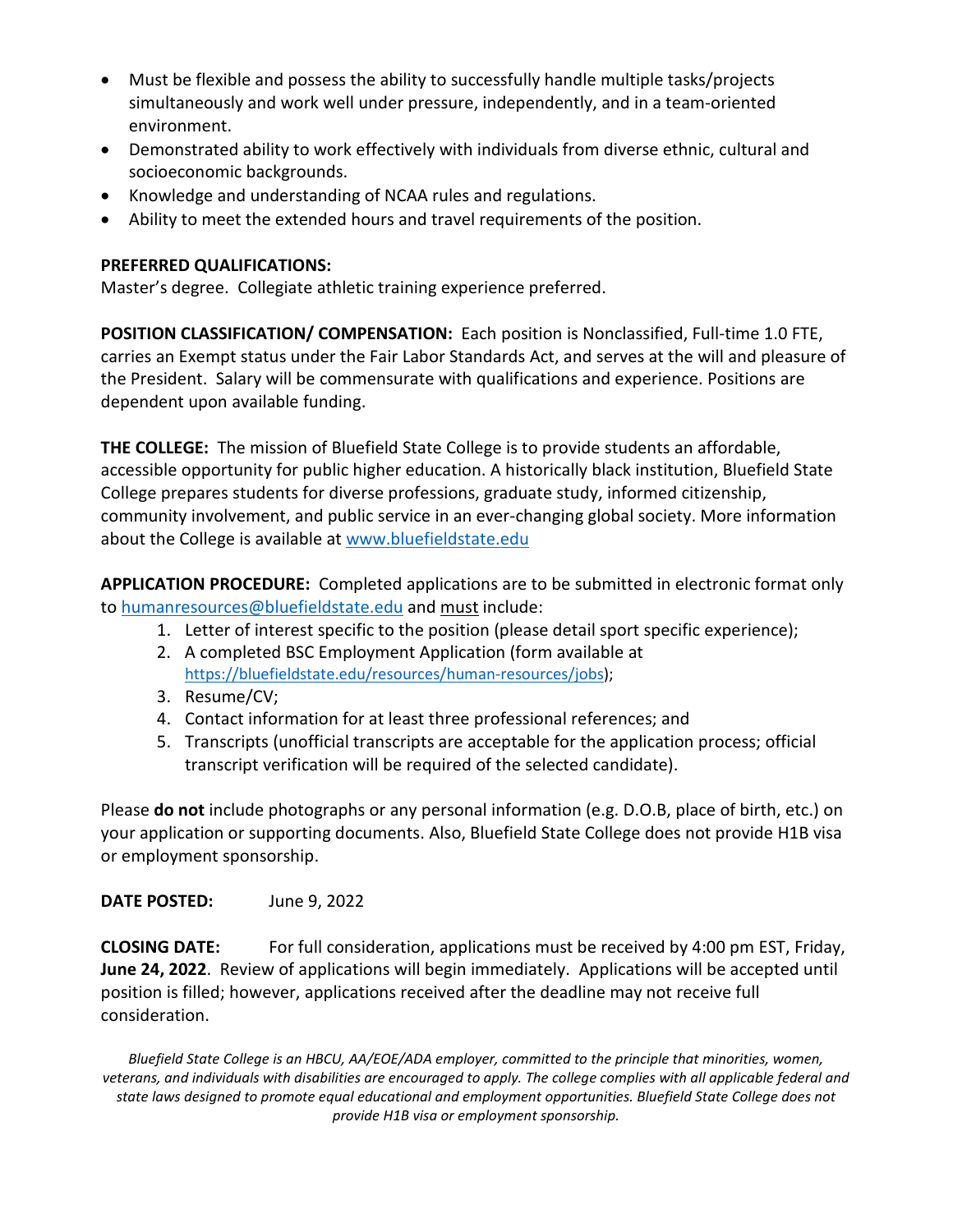- Must be flexible and possess the ability to successfully handle multiple tasks/projects simultaneously and work well under pressure, independently, and in a team-oriented environment.
- Demonstrated ability to work effectively with individuals from diverse ethnic, cultural and socioeconomic backgrounds.
- Knowledge and understanding of NCAA rules and regulations.
- Ability to meet the extended hours and travel requirements of the position.

**PREFERRED QUALIFICATIONS:**
Master's degree. Collegiate athletic training experience preferred.

**POSITION CLASSIFICATION/ COMPENSATION:** Each position is Nonclassified, Full-time 1.0 FTE, carries an Exempt status under the Fair Labor Standards Act, and serves at the will and pleasure of the President. Salary will be commensurate with qualifications and experience. Positions are dependent upon available funding.

**THE COLLEGE:** The mission of Bluefield State College is to provide students an affordable, accessible opportunity for public higher education. A historically black institution, Bluefield State College prepares students for diverse professions, graduate study, informed citizenship, community involvement, and public service in an ever-changing global society. More information about the College is available at [www.bluefieldstate.edu](http://www.bluefieldstate.edu)

**APPLICATION PROCEDURE:** Completed applications are to be submitted in electronic format only to [humanresources@bluefieldstate.edu](mailto:humanresources@bluefieldstate.edu) and <u>must</u> include:

1. Letter of interest specific to the position (please detail sport specific experience);
2. A completed BSC Employment Application (form available at [https://bluefieldstate.edu/resources/human-resources/jobs](https://bluefieldstate.edu/resources/human-resources/jobs));
3. Resume/CV;
4. Contact information for at least three professional references; and
5. Transcripts (unofficial transcripts are acceptable for the application process; official transcript verification will be required of the selected candidate).

Please **do not** include photographs or any personal information (e.g. D.O.B, place of birth, etc.) on your application or supporting documents. Also, Bluefield State College does not provide H1B visa or employment sponsorship.

**DATE POSTED:** June 9, 2022

**CLOSING DATE:** For full consideration, applications must be received by 4:00 pm EST, Friday, **June 24, 2022**. Review of applications will begin immediately. Applications will be accepted until position is filled; however, applications received after the deadline may not receive full consideration.

*Bluefield State College is an HBCU, AA/EOE/ADA employer, committed to the principle that minorities, women, veterans, and individuals with disabilities are encouraged to apply. The college complies with all applicable federal and state laws designed to promote equal educational and employment opportunities. Bluefield State College does not provide H1B visa or employment sponsorship.*